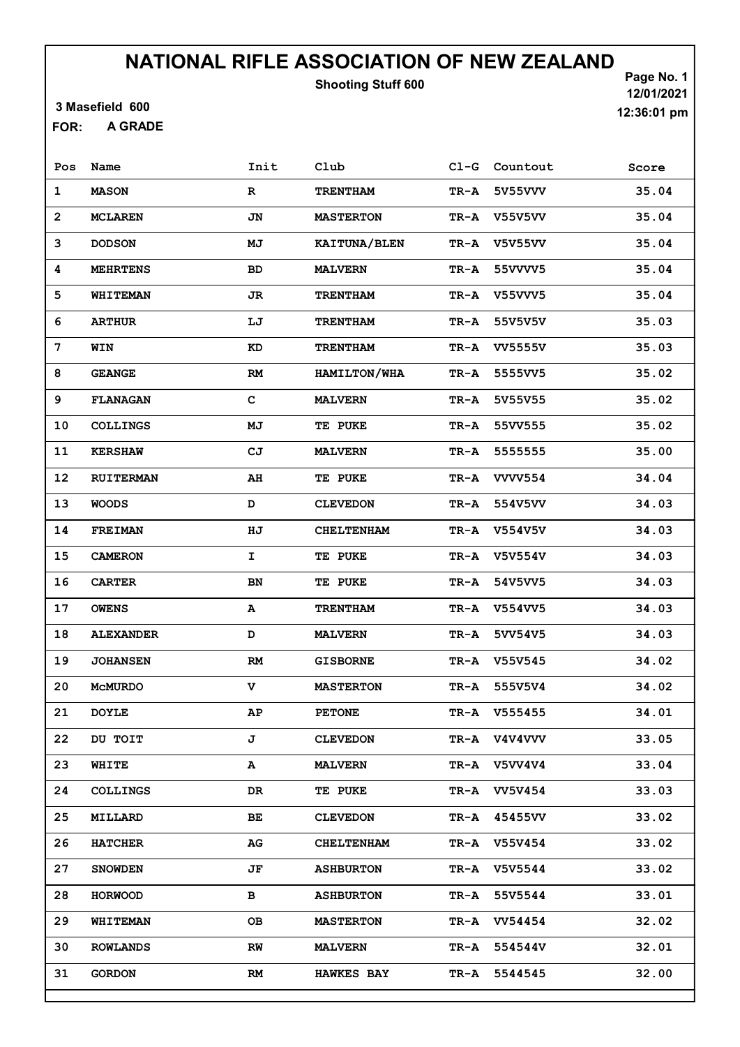# NATIONAL RIFLE ASSOCIATION OF NEW ZEALAND

**Shooting Stuff 600**

Page No. 1
12/01/2021
12:36:01 pm

3 Masefield 600

FOR: A GRADE

| Pos | Name | Init | Club | Cl-G | Countout | Score |
|---|---|---|---|---|---|---|
| 1 | MASON | R | TRENTHAM | TR-A | 5V55VVV | 35.04 |
| 2 | MCLAREN | JN | MASTERTON | TR-A | V55V5VV | 35.04 |
| 3 | DODSON | MJ | KAITUNA/BLEN | TR-A | V5V55VV | 35.04 |
| 4 | MEHRTENS | BD | MALVERN | TR-A | 55VVVV5 | 35.04 |
| 5 | WHITEMAN | JR | TRENTHAM | TR-A | V55VVV5 | 35.04 |
| 6 | ARTHUR | LJ | TRENTHAM | TR-A | 55V5V5V | 35.03 |
| 7 | WIN | KD | TRENTHAM | TR-A | VV5555V | 35.03 |
| 8 | GEANGE | RM | HAMILTON/WHA | TR-A | 5555VV5 | 35.02 |
| 9 | FLANAGAN | C | MALVERN | TR-A | 5V55V55 | 35.02 |
| 10 | COLLINGS | MJ | TE PUKE | TR-A | 55VV555 | 35.02 |
| 11 | KERSHAW | CJ | MALVERN | TR-A | 5555555 | 35.00 |
| 12 | RUITERMAN | AH | TE PUKE | TR-A | VVVV554 | 34.04 |
| 13 | WOODS | D | CLEVEDON | TR-A | 554V5VV | 34.03 |
| 14 | FREIMAN | HJ | CHELTENHAM | TR-A | V554V5V | 34.03 |
| 15 | CAMERON | I | TE PUKE | TR-A | V5V554V | 34.03 |
| 16 | CARTER | BN | TE PUKE | TR-A | 54V5VV5 | 34.03 |
| 17 | OWENS | A | TRENTHAM | TR-A | V554VV5 | 34.03 |
| 18 | ALEXANDER | D | MALVERN | TR-A | 5VV54V5 | 34.03 |
| 19 | JOHANSEN | RM | GISBORNE | TR-A | V55V545 | 34.02 |
| 20 | McMURDO | V | MASTERTON | TR-A | 555V5V4 | 34.02 |
| 21 | DOYLE | AP | PETONE | TR-A | V555455 | 34.01 |
| 22 | DU TOIT | J | CLEVEDON | TR-A | V4V4VVV | 33.05 |
| 23 | WHITE | A | MALVERN | TR-A | V5VV4V4 | 33.04 |
| 24 | COLLINGS | DR | TE PUKE | TR-A | VV5V454 | 33.03 |
| 25 | MILLARD | BE | CLEVEDON | TR-A | 45455VV | 33.02 |
| 26 | HATCHER | AG | CHELTENHAM | TR-A | V55V454 | 33.02 |
| 27 | SNOWDEN | JF | ASHBURTON | TR-A | V5V5544 | 33.02 |
| 28 | HORWOOD | B | ASHBURTON | TR-A | 55V5544 | 33.01 |
| 29 | WHITEMAN | OB | MASTERTON | TR-A | VV54454 | 32.02 |
| 30 | ROWLANDS | RW | MALVERN | TR-A | 554544V | 32.01 |
| 31 | GORDON | RM | HAWKES BAY | TR-A | 5544545 | 32.00 |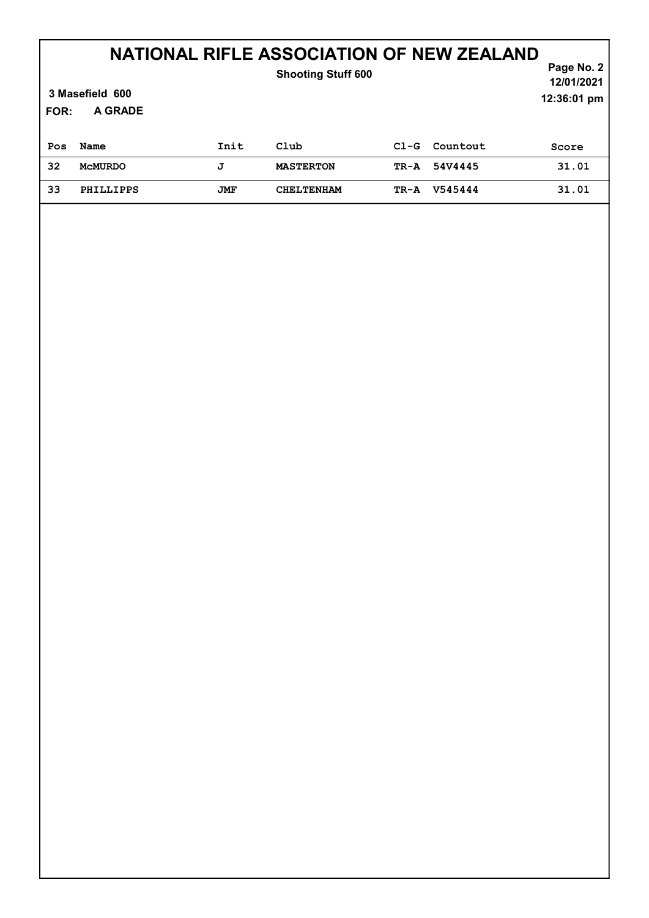# NATIONAL RIFLE ASSOCIATION OF NEW ZEALAND

**Shooting Stuff 600**

12/01/2021
12:36:01 pm

**3 Masefield 600**

**FOR: A GRADE**

| Pos | Name | Init | Club | Cl-G | Countout | Score |
|---|---|---|---|---|---|---|
| 32 | McMURDO | J | MASTERTON | TR-A | 54V4445 | 31.01 |
| 33 | PHILLIPPS | JMF | CHELTENHAM | TR-A | V545444 | 31.01 |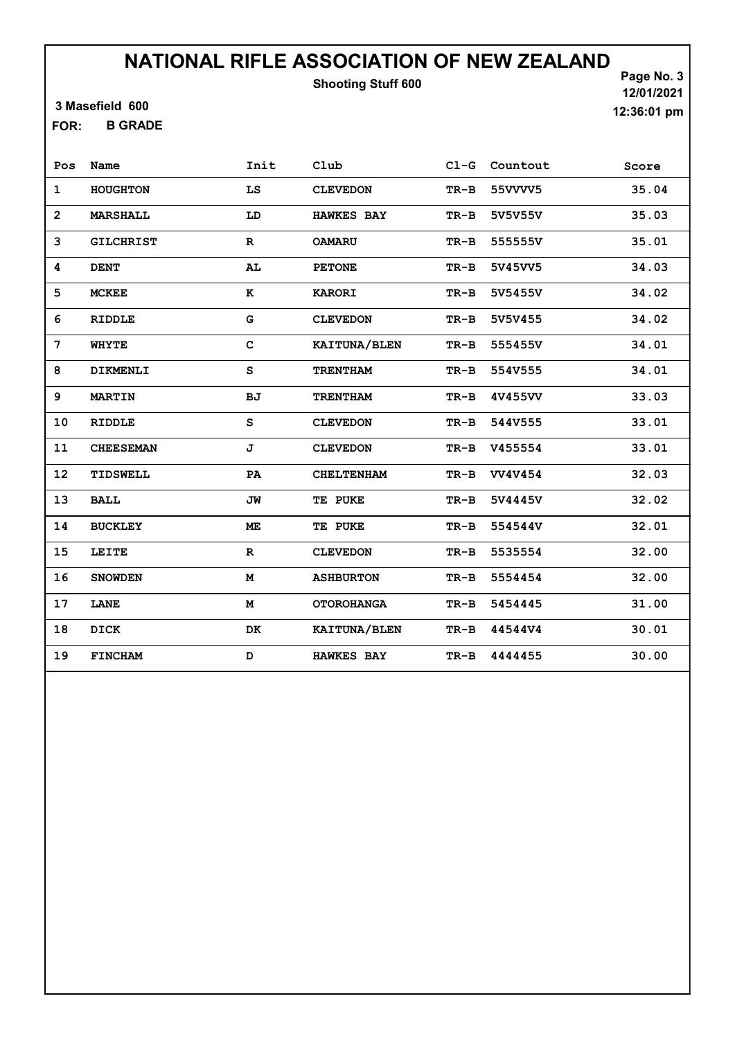# NATIONAL RIFLE ASSOCIATION OF NEW ZEALAND

**Shooting Stuff 600**

3 Masefield 600

**FOR:** B GRADE

12/01/2021

12:36:01 pm

| Pos | Name | Init | Club | Cl-G | Countout | Score |
|---|---|---|---|---|---|---|
| 1 | HOUGHTON | LS | CLEVEDON | TR-B | 55VVVV5 | 35.04 |
| 2 | MARSHALL | LD | HAWKES BAY | TR-B | 5V5V55V | 35.03 |
| 3 | GILCHRIST | R | OAMARU | TR-B | 555555V | 35.01 |
| 4 | DENT | AL | PETONE | TR-B | 5V45VV5 | 34.03 |
| 5 | MCKEE | K | KARORI | TR-B | 5V5455V | 34.02 |
| 6 | RIDDLE | G | CLEVEDON | TR-B | 5V5V455 | 34.02 |
| 7 | WHYTE | C | KAITUNA/BLEN | TR-B | 555455V | 34.01 |
| 8 | DIKMENLI | S | TRENTHAM | TR-B | 554V555 | 34.01 |
| 9 | MARTIN | BJ | TRENTHAM | TR-B | 4V455VV | 33.03 |
| 10 | RIDDLE | S | CLEVEDON | TR-B | 544V555 | 33.01 |
| 11 | CHEESEMAN | J | CLEVEDON | TR-B | V455554 | 33.01 |
| 12 | TIDSWELL | PA | CHELTENHAM | TR-B | VV4V454 | 32.03 |
| 13 | BALL | JW | TE PUKE | TR-B | 5V4445V | 32.02 |
| 14 | BUCKLEY | ME | TE PUKE | TR-B | 554544V | 32.01 |
| 15 | LEITE | R | CLEVEDON | TR-B | 5535554 | 32.00 |
| 16 | SNOWDEN | M | ASHBURTON | TR-B | 5554454 | 32.00 |
| 17 | LANE | M | OTOROHANGA | TR-B | 5454445 | 31.00 |
| 18 | DICK | DK | KAITUNA/BLEN | TR-B | 44544V4 | 30.01 |
| 19 | FINCHAM | D | HAWKES BAY | TR-B | 4444455 | 30.00 |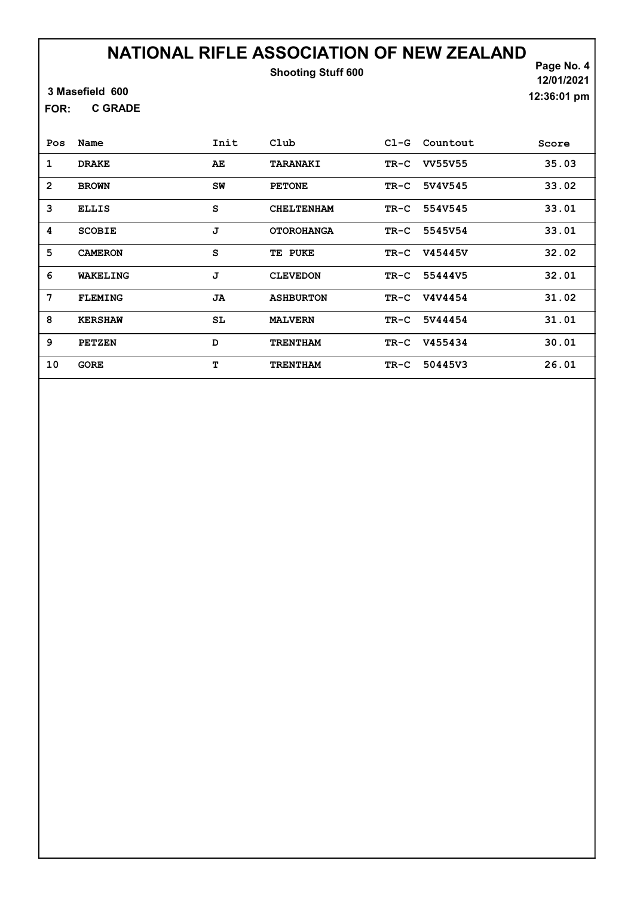# NATIONAL RIFLE ASSOCIATION OF NEW ZEALAND

**Shooting Stuff 600**

12/01/2021
12:36:01 pm

**3 Masefield 600**

**FOR: C GRADE**

| Pos | Name | Init | Club | Cl-G | Countout | Score |
|---|---|---|---|---|---|---|
| 1 | DRAKE | AE | TARANAKI | TR-C | VV55V55 | 35.03 |
| 2 | BROWN | SW | PETONE | TR-C | 5V4V545 | 33.02 |
| 3 | ELLIS | S | CHELTENHAM | TR-C | 554V545 | 33.01 |
| 4 | SCOBIE | J | OTOROHANGA | TR-C | 5545V54 | 33.01 |
| 5 | CAMERON | S | TE PUKE | TR-C | V45445V | 32.02 |
| 6 | WAKELING | J | CLEVEDON | TR-C | 55444V5 | 32.01 |
| 7 | FLEMING | JA | ASHBURTON | TR-C | V4V4454 | 31.02 |
| 8 | KERSHAW | SL | MALVERN | TR-C | 5V44454 | 31.01 |
| 9 | PETZEN | D | TRENTHAM | TR-C | V455434 | 30.01 |
| 10 | GORE | T | TRENTHAM | TR-C | 50445V3 | 26.01 |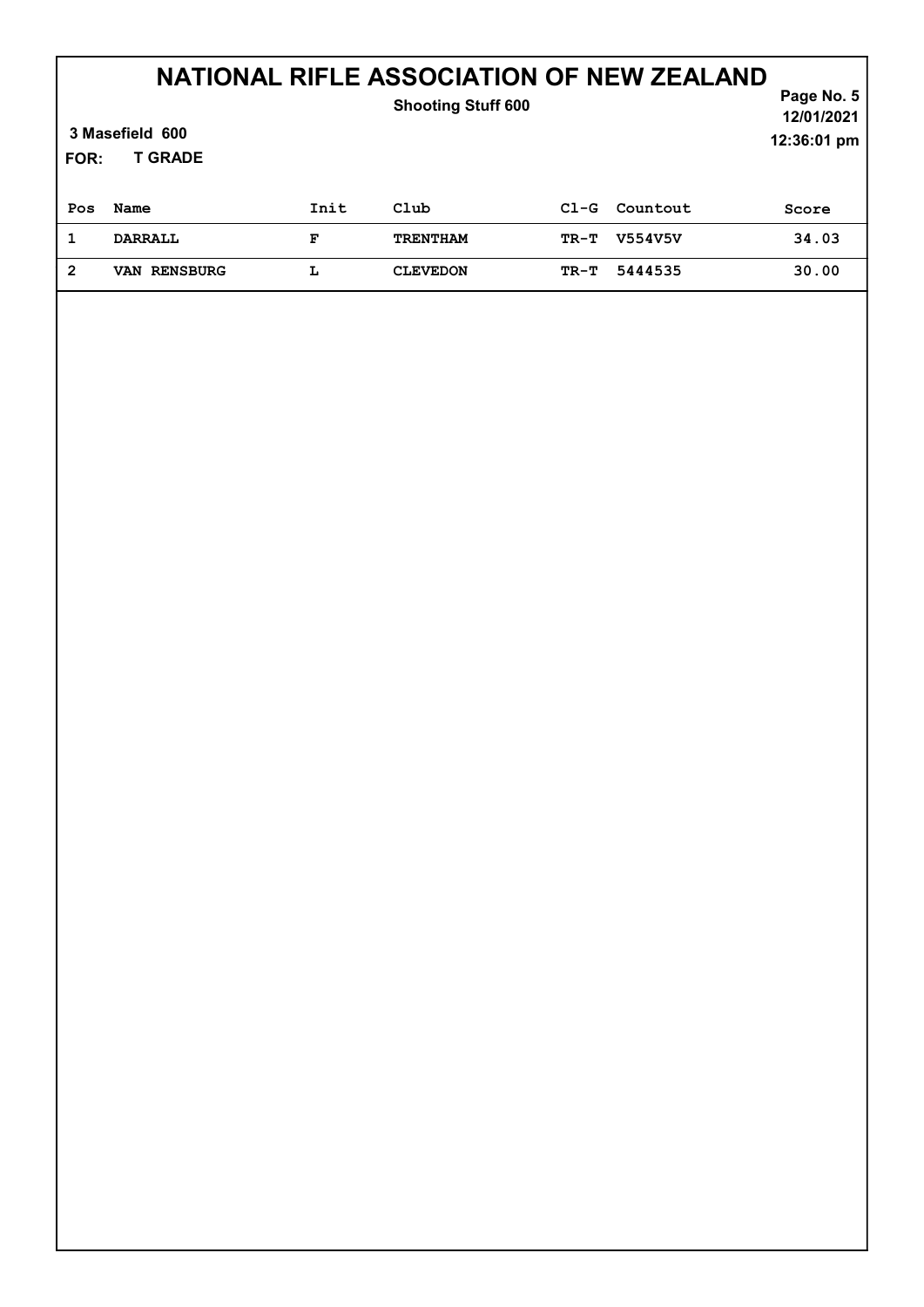# NATIONAL RIFLE ASSOCIATION OF NEW ZEALAND

**Shooting Stuff 600**

12/01/2021

12:36:01 pm

**3 Masefield 600**

**FOR: T GRADE**

| Pos | Name | Init | Club | Cl-G | Countout | Score |
|---|---|---|---|---|---|---|
| 1 | DARRALL | F | TRENTHAM | TR-T | V554V5V | 34.03 |
| 2 | VAN RENSBURG | L | CLEVEDON | TR-T | 5444535 | 30.00 |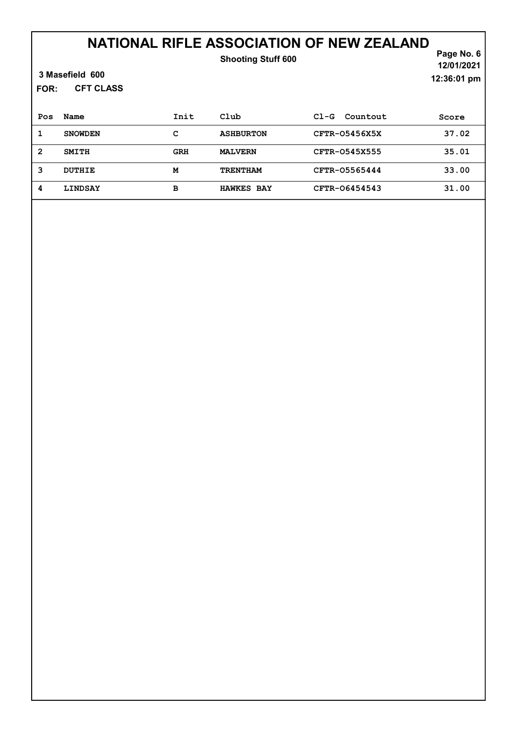# NATIONAL RIFLE ASSOCIATION OF NEW ZEALAND

**Shooting Stuff 600**

12/01/2021
12:36:01 pm

**3 Masefield 600**

**FOR: CFT CLASS**

| Pos | Name | Init | Club | Cl-G Countout | Score |
|---|---|---|---|---|---|
| 1 | SNOWDEN | C | ASHBURTON | CFTR-O5456X5X | 37.02 |
| 2 | SMITH | GRH | MALVERN | CFTR-O545X555 | 35.01 |
| 3 | DUTHIE | M | TRENTHAM | CFTR-O5565444 | 33.00 |
| 4 | LINDSAY | B | HAWKES BAY | CFTR-O6454543 | 31.00 |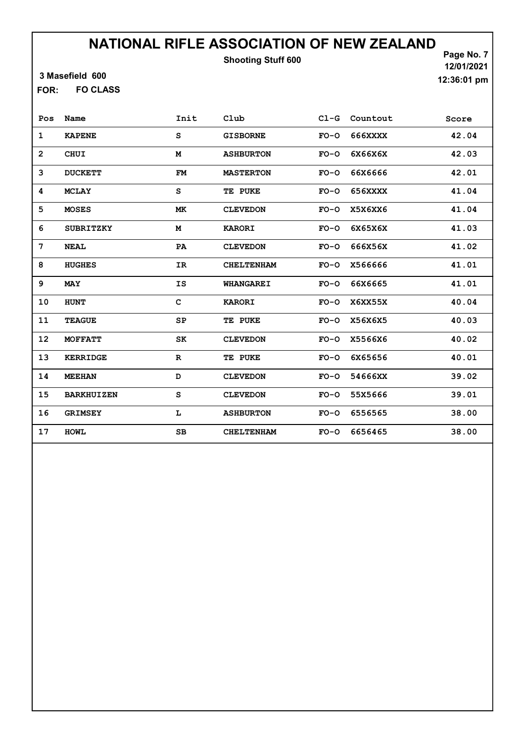# NATIONAL RIFLE ASSOCIATION OF NEW ZEALAND

**Shooting Stuff 600**

12/01/2021
12:36:01 pm

3 Masefield 600

FOR: FO CLASS

| Pos | Name | Init | Club | Cl-G | Countout | Score |
|---|---|---|---|---|---|---|
| 1 | KAPENE | S | GISBORNE | FO-O | 666XXXX | 42.04 |
| 2 | CHUI | M | ASHBURTON | FO-O | 6X66X6X | 42.03 |
| 3 | DUCKETT | FM | MASTERTON | FO-O | 66X6666 | 42.01 |
| 4 | MCLAY | S | TE PUKE | FO-O | 656XXXX | 41.04 |
| 5 | MOSES | MK | CLEVEDON | FO-O | X5X6XX6 | 41.04 |
| 6 | SUBRITZKY | M | KARORI | FO-O | 6X65X6X | 41.03 |
| 7 | NEAL | PA | CLEVEDON | FO-O | 666X56X | 41.02 |
| 8 | HUGHES | IR | CHELTENHAM | FO-O | X566666 | 41.01 |
| 9 | MAY | IS | WHANGAREI | FO-O | 66X6665 | 41.01 |
| 10 | HUNT | C | KARORI | FO-O | X6XX55X | 40.04 |
| 11 | TEAGUE | SP | TE PUKE | FO-O | X56X6X5 | 40.03 |
| 12 | MOFFATT | SK | CLEVEDON | FO-O | X5566X6 | 40.02 |
| 13 | KERRIDGE | R | TE PUKE | FO-O | 6X65656 | 40.01 |
| 14 | MEEHAN | D | CLEVEDON | FO-O | 54666XX | 39.02 |
| 15 | BARKHUIZEN | S | CLEVEDON | FO-O | 55X5666 | 39.01 |
| 16 | GRIMSEY | L | ASHBURTON | FO-O | 6556565 | 38.00 |
| 17 | HOWL | SB | CHELTENHAM | FO-O | 6656465 | 38.00 |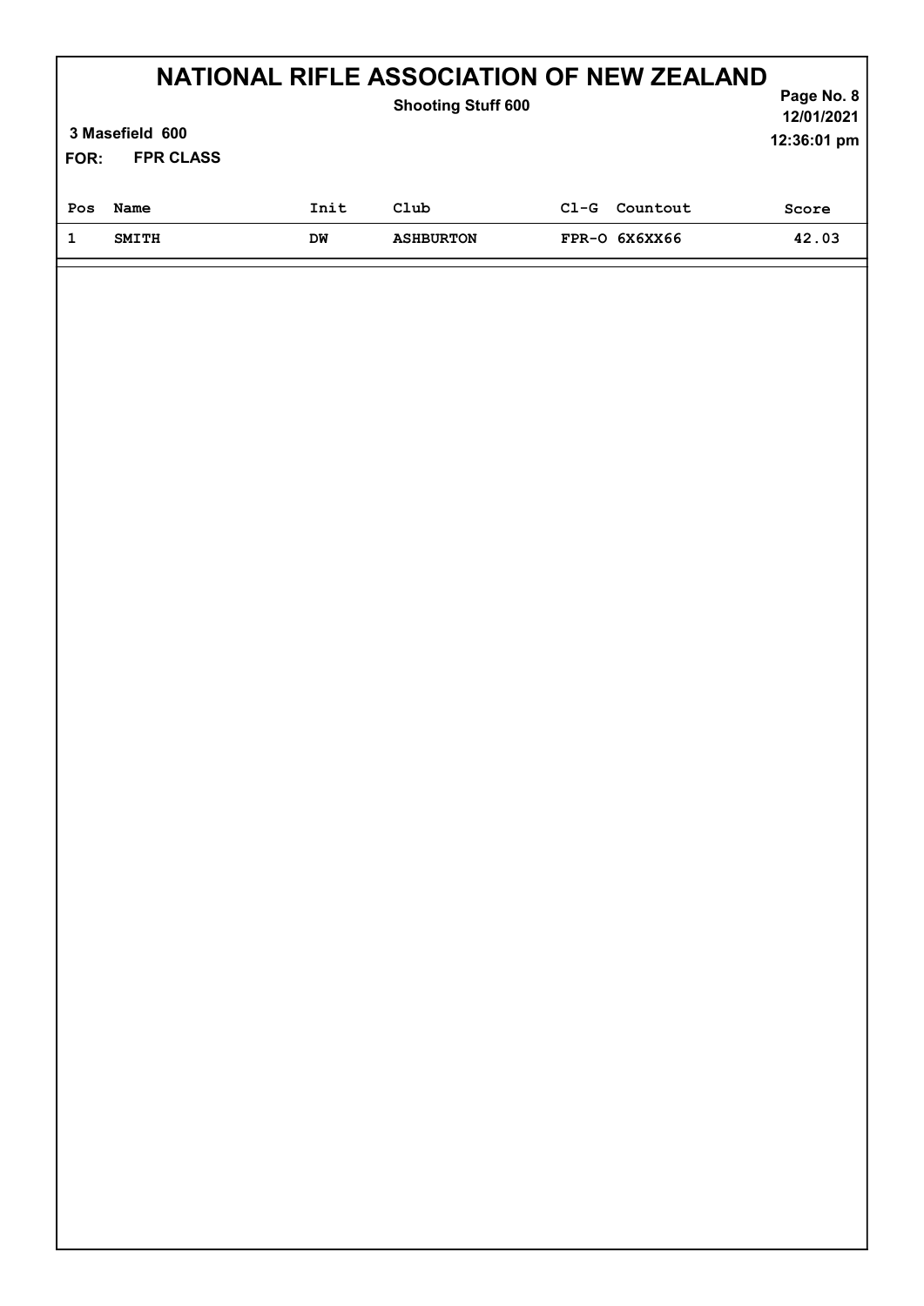# NATIONAL RIFLE ASSOCIATION OF NEW ZEALAND

**Shooting Stuff 600**

**3 Masefield 600**

**FOR: FPR CLASS**

12/01/2021
12:36:01 pm

| Pos | Name | Init | Club | Cl-G | Countout | Score |
|---|---|---|---|---|---|---|
| 1 | SMITH | DW | ASHBURTON | FPR-O | 6X6XX66 | 42.03 |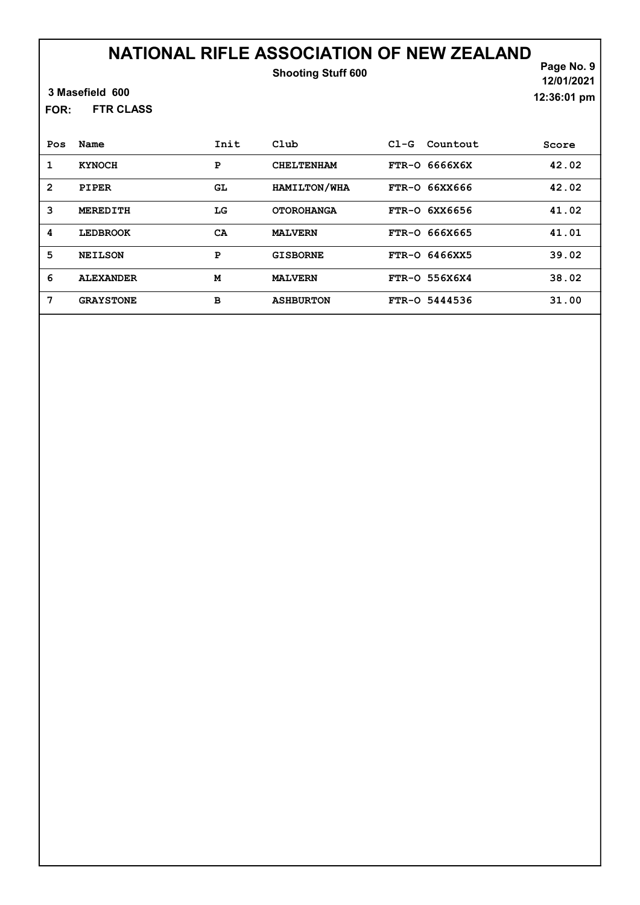# NATIONAL RIFLE ASSOCIATION OF NEW ZEALAND

**Shooting Stuff 600**

12/01/2021

12:36:01 pm

**3 Masefield 600**

**FOR: FTR CLASS**

| Pos | Name | Init | Club | Cl-G | Countout | Score |
|---|---|---|---|---|---|---|
| 1 | KYNOCH | P | CHELTENHAM | FTR-O | 6666X6X | 42.02 |
| 2 | PIPER | GL | HAMILTON/WHA | FTR-O | 66XX666 | 42.02 |
| 3 | MEREDITH | LG | OTOROHANGA | FTR-O | 6XX6656 | 41.02 |
| 4 | LEDBROOK | CA | MALVERN | FTR-O | 666X665 | 41.01 |
| 5 | NEILSON | P | GISBORNE | FTR-O | 6466XX5 | 39.02 |
| 6 | ALEXANDER | M | MALVERN | FTR-O | 556X6X4 | 38.02 |
| 7 | GRAYSTONE | B | ASHBURTON | FTR-O | 5444536 | 31.00 |